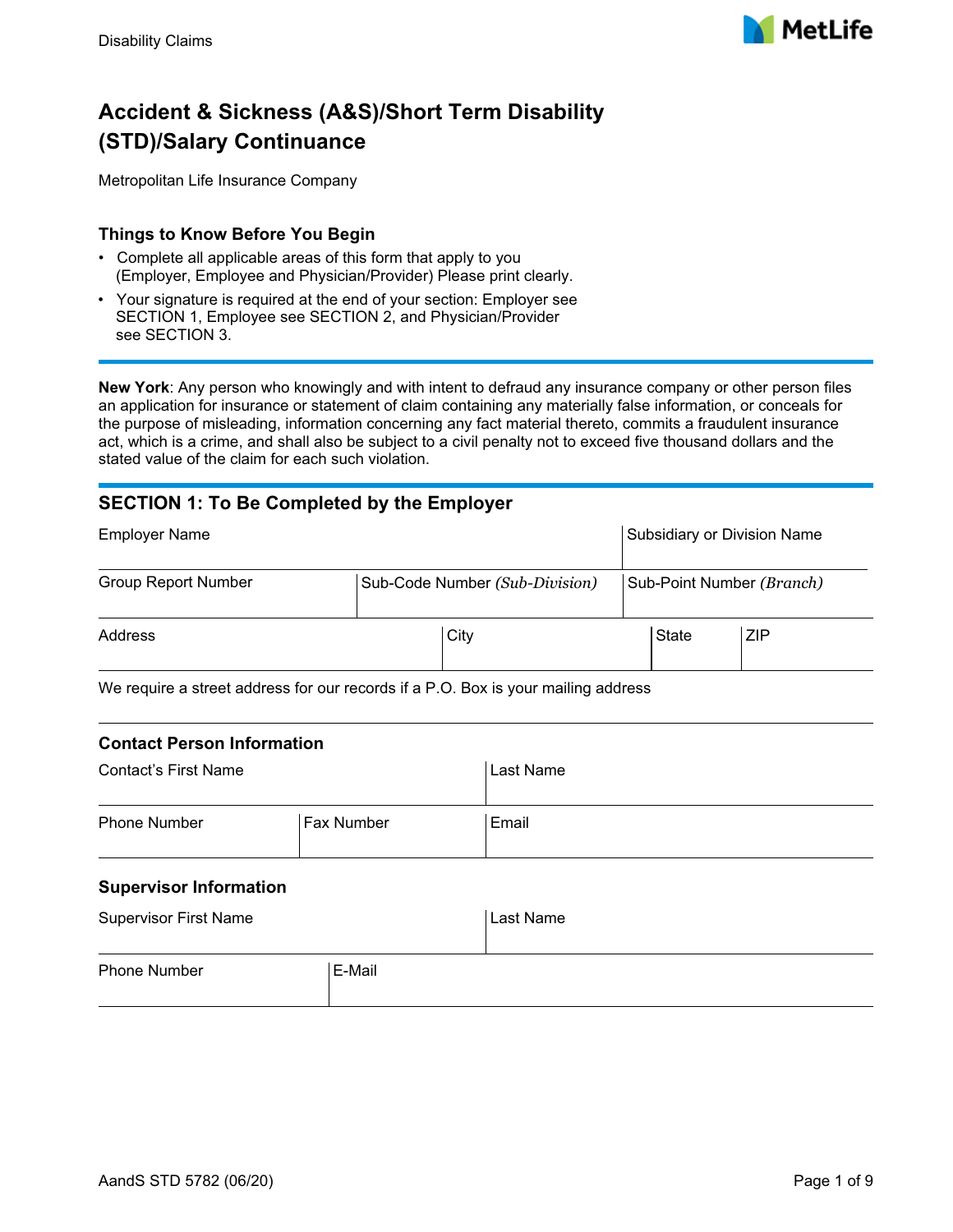# Accident & Sickness (A&S)/Short Term Disability (STD)/Salary Continuance

Metropolitan Life Insurance Company

## Things to Know Before You Begin

- Complete all applicable areas of this form that apply to you (Employer, Employee and Physician/Provider) Please print clearly.
- Your signature is required at the end of your section: Employer see SECTION 1, Employee see SECTION 2, and Physician/Provider see SECTION 3.

**New York**: Any person who knowingly and with intent to defraud any insurance company or other person files an application for insurance or statement of claim containing any materially false information, or conceals for the purpose of misleading, information concerning any fact material thereto, commits a fraudulent insurance act, which is a crime, and shall also be subject to a civil penalty not to exceed five thousand dollars and the stated value of the claim for each such violation.

## SECTION 1: To Be Completed by the Employer

| Employer Name | | Subsidiary or Division Name |
|---|---|---|
| Group Report Number | Sub-Code Number *(Sub-Division)* | Sub-Point Number *(Branch)* |

| Address | City | State | ZIP |
|---|---|---|---|
| | | | |

We require a street address for our records if a P.O. Box is your mailing address

### Contact Person Information

| Contact's First Name | | Last Name |
|---|---|---|
| Phone Number | Fax Number | Email |

### Supervisor Information

| Supervisor First Name | Last Name |
|---|---|
| Phone Number | E-Mail |

AandS STD 5782 (06/20)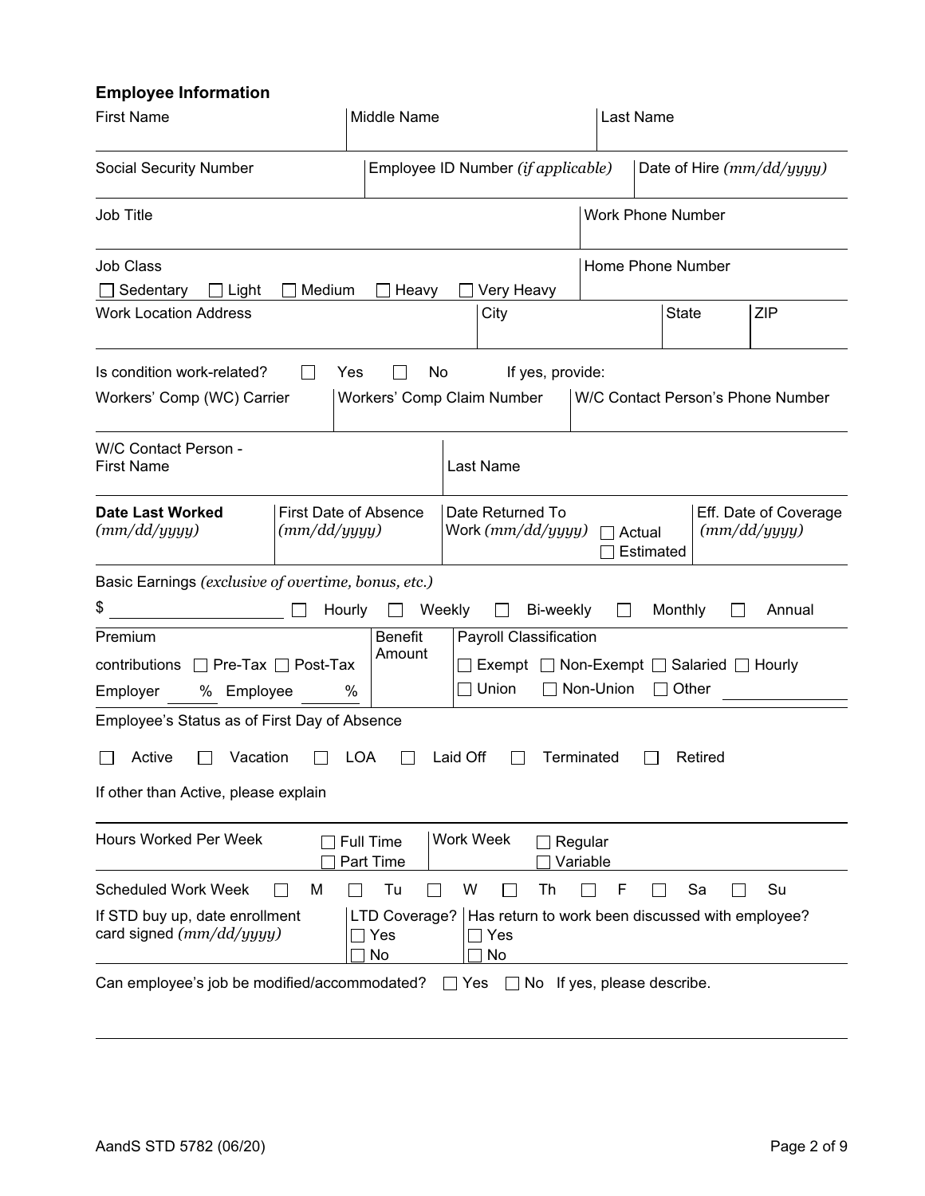## Employee Information

| First Name | Middle Name | Last Name |
|---|---|---|
| | | |

| Social Security Number | Employee ID Number *(if applicable)* | Date of Hire *(mm/dd/yyyy)* |
|---|---|---|
| | | |

| Job Title | Work Phone Number |
|---|---|
| | |

| Job Class ☐ Sedentary ☐ Light ☐ Medium ☐ Heavy ☐ Very Heavy | Home Phone Number |
|---|---|

| Work Location Address | City | State | ZIP |
|---|---|---|---|
| | | | |

Is condition work-related? ☐ Yes ☐ No If yes, provide:

| Workers' Comp (WC) Carrier | Workers' Comp Claim Number | W/C Contact Person's Phone Number |
|---|---|---|
| | | |

| W/C Contact Person - First Name | Last Name |
|---|---|
| | |

| **Date Last Worked** *(mm/dd/yyyy)* | First Date of Absence *(mm/dd/yyyy)* | Date Returned To Work *(mm/dd/yyyy)* ☐ Actual ☐ Estimated | Eff. Date of Coverage *(mm/dd/yyyy)* |
|---|---|---|---|
| | | | |

Basic Earnings *(exclusive of overtime, bonus, etc.)*

$ ____________ ☐ Hourly ☐ Weekly ☐ Bi-weekly ☐ Monthly ☐ Annual

| Premium contributions ☐ Pre-Tax ☐ Post-Tax<br>Employer ___ % Employee ___ % | Benefit Amount | Payroll Classification<br>☐ Exempt ☐ Non-Exempt ☐ Salaried ☐ Hourly<br>☐ Union ☐ Non-Union ☐ Other ________ |
|---|---|---|

Employee's Status as of First Day of Absence

☐ Active ☐ Vacation ☐ LOA ☐ Laid Off ☐ Terminated ☐ Retired

If other than Active, please explain

| Hours Worked Per Week ☐ Full Time ☐ Part Time | Work Week ☐ Regular ☐ Variable |
|---|---|

Scheduled Work Week ☐ M ☐ Tu ☐ W ☐ Th ☐ F ☐ Sa ☐ Su

| If STD buy up, date enrollment card signed *(mm/dd/yyyy)* | LTD Coverage? ☐ Yes ☐ No | Has return to work been discussed with employee? ☐ Yes ☐ No |
|---|---|---|

Can employee's job be modified/accommodated? ☐ Yes ☐ No If yes, please describe.

AandS STD 5782 (06/20)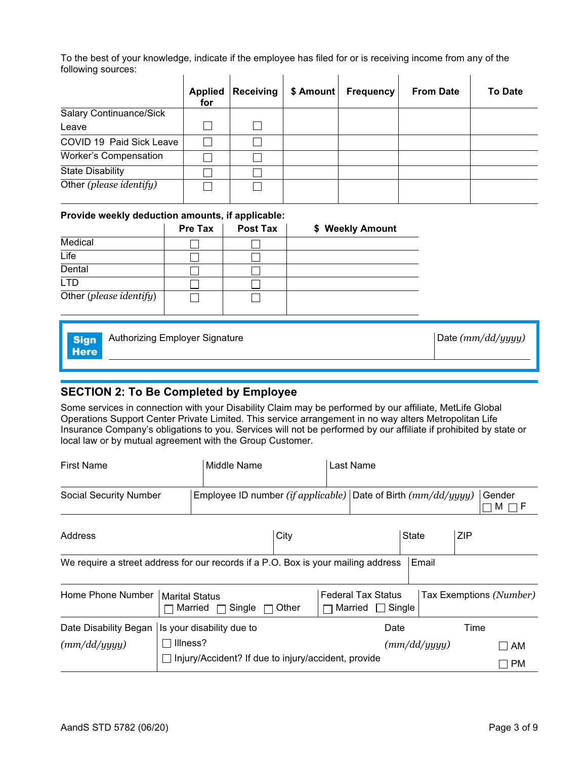To the best of your knowledge, indicate if the employee has filed for or is receiving income from any of the following sources:

| | Applied for | Receiving | $ Amount | Frequency | From Date | To Date |
|---|---|---|---|---|---|---|
| Salary Continuance/Sick Leave | ☐ | ☐ | | | | |
| COVID 19 Paid Sick Leave | ☐ | ☐ | | | | |
| Worker's Compensation | ☐ | ☐ | | | | |
| State Disability | ☐ | ☐ | | | | |
| Other *(please identify)* | ☐ | ☐ | | | | |

**Provide weekly deduction amounts, if applicable:**

| | Pre Tax | Post Tax | $ Weekly Amount |
|---|---|---|---|
| Medical | ☐ | ☐ | |
| Life | ☐ | ☐ | |
| Dental | ☐ | ☐ | |
| LTD | ☐ | ☐ | |
| Other *(please identify)* | ☐ | ☐ | |

**Sign Here** Authorizing Employer Signature _______________ Date *(mm/dd/yyyy)* _______________

## SECTION 2: To Be Completed by Employee

Some services in connection with your Disability Claim may be performed by our affiliate, MetLife Global Operations Support Center Private Limited. This service arrangement in no way alters Metropolitan Life Insurance Company's obligations to you. Services will not be performed by our affiliate if prohibited by state or local law or by mutual agreement with the Group Customer.

| First Name | Middle Name | Last Name |
|---|---|---|
| | | |

| Social Security Number | Employee ID number *(if applicable)* | Date of Birth *(mm/dd/yyyy)* | Gender ☐ M ☐ F |
|---|---|---|---|
| | | | |

| Address | City | State | ZIP |
|---|---|---|---|
| | | | |

| We require a street address for our records if a P.O. Box is your mailing address | Email |
|---|---|
| | |

| Home Phone Number | Marital Status ☐ Married ☐ Single ☐ Other | Federal Tax Status ☐ Married ☐ Single | Tax Exemptions *(Number)* |
|---|---|---|---|
| | | | |

| Date Disability Began *(mm/dd/yyyy)* | Is your disability due to ☐ Illness? ☐ Injury/Accident? If due to injury/accident, provide | Date *(mm/dd/yyyy)* | Time ☐ AM ☐ PM |
|---|---|---|---|
| | | | |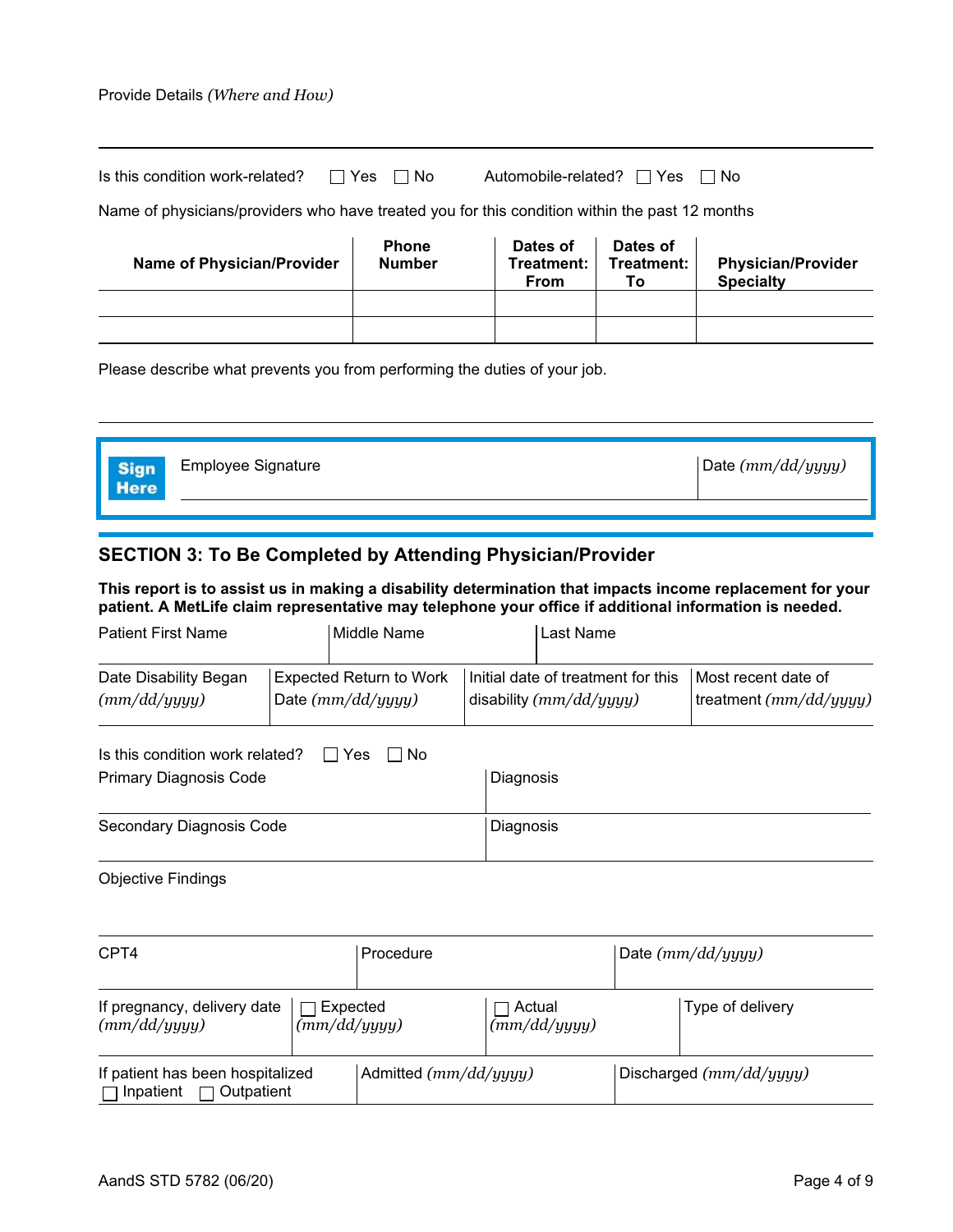Provide Details *(Where and How)*

Is this condition work-related? ☐ Yes ☐ No Automobile-related? ☐ Yes ☐ No

Name of physicians/providers who have treated you for this condition within the past 12 months

| Name of Physician/Provider | Phone Number | Dates of Treatment: From | Dates of Treatment: To | Physician/Provider Specialty |
|---|---|---|---|---|
| | | | | |
| | | | | |

Please describe what prevents you from performing the duties of your job.

**Sign Here** Employee Signature | Date *(mm/dd/yyyy)*

## SECTION 3: To Be Completed by Attending Physician/Provider

**This report is to assist us in making a disability determination that impacts income replacement for your patient. A MetLife claim representative may telephone your office if additional information is needed.**

| Patient First Name | Middle Name | Last Name |
|---|---|---|
| | | |

| Date Disability Began *(mm/dd/yyyy)* | Expected Return to Work Date *(mm/dd/yyyy)* | Initial date of treatment for this disability *(mm/dd/yyyy)* | Most recent date of treatment *(mm/dd/yyyy)* |
|---|---|---|---|
| | | | |

Is this condition work related? ☐ Yes ☐ No

| Primary Diagnosis Code | Diagnosis |
|---|---|
| Secondary Diagnosis Code | Diagnosis |

Objective Findings

| CPT4 | Procedure | Date *(mm/dd/yyyy)* |
|---|---|---|
| | | |

| If pregnancy, delivery date *(mm/dd/yyyy)* | ☐ Expected *(mm/dd/yyyy)* | ☐ Actual *(mm/dd/yyyy)* | Type of delivery |
|---|---|---|---|
| | | | |

| If patient has been hospitalized ☐ Inpatient ☐ Outpatient | Admitted *(mm/dd/yyyy)* | Discharged *(mm/dd/yyyy)* |
|---|---|---|
| | | |

AandS STD 5782 (06/20)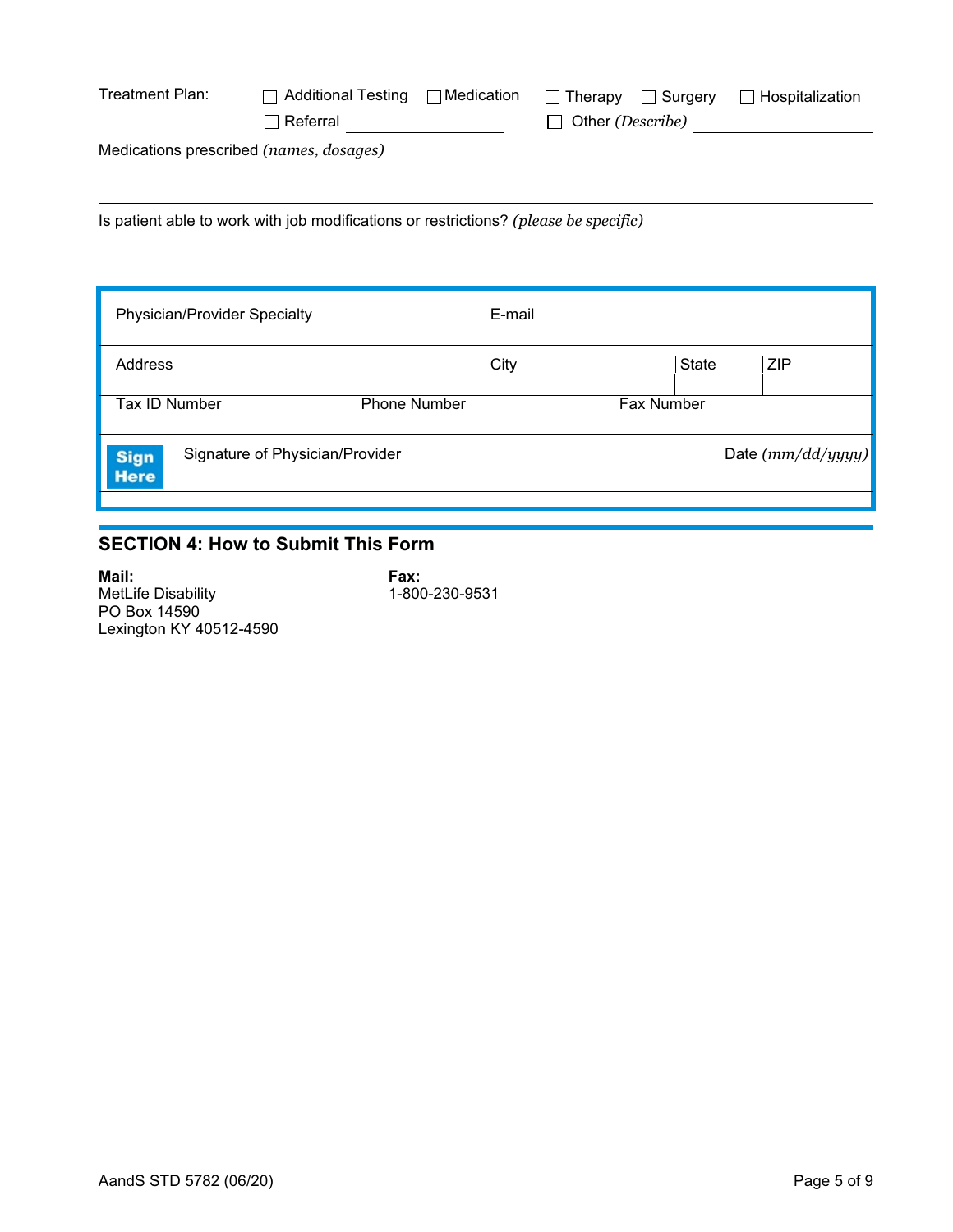Treatment Plan: ☐ Additional Testing ☐ Medication ☐ Therapy ☐ Surgery ☐ Hospitalization

☐ Referral ____________ ☐ Other *(Describe)* ____________

Medications prescribed *(names, dosages)*

___

Is patient able to work with job modifications or restrictions? *(please be specific)*

___

| Physician/Provider Specialty | | E-mail | | |
|---|---|---|---|---|
| Address | | City | State | ZIP |
| Tax ID Number | Phone Number | | Fax Number | |
| **Sign Here** Signature of Physician/Provider | | | | Date *(mm/dd/yyyy)* |

## SECTION 4: How to Submit This Form

**Mail:**
MetLife Disability
PO Box 14590
Lexington KY 40512-4590

**Fax:**
1-800-230-9531

AandS STD 5782 (06/20)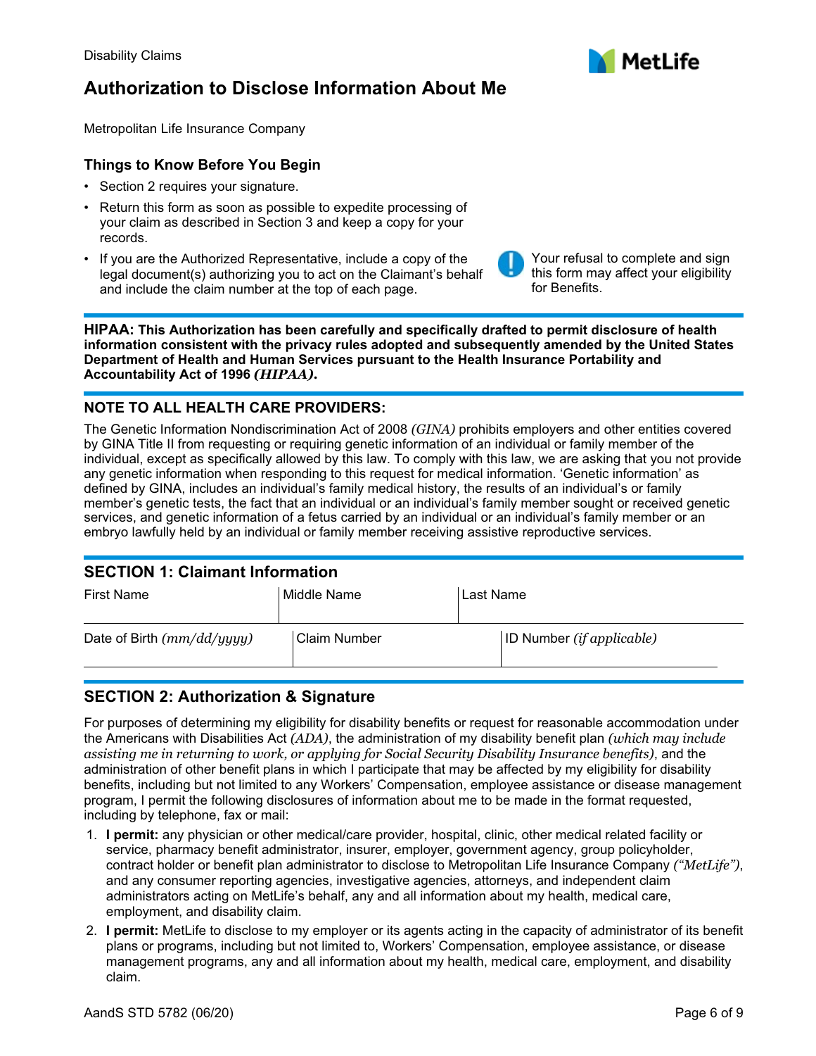Disability Claims

# Authorization to Disclose Information About Me

Metropolitan Life Insurance Company

### Things to Know Before You Begin

- Section 2 requires your signature.
- Return this form as soon as possible to expedite processing of your claim as described in Section 3 and keep a copy for your records.
- If you are the Authorized Representative, include a copy of the legal document(s) authorizing you to act on the Claimant's behalf and include the claim number at the top of each page.

Your refusal to complete and sign this form may affect your eligibility for Benefits.

**HIPAA: This Authorization has been carefully and specifically drafted to permit disclosure of health information consistent with the privacy rules adopted and subsequently amended by the United States Department of Health and Human Services pursuant to the Health Insurance Portability and Accountability Act of 1996 *(HIPAA)*.**

### NOTE TO ALL HEALTH CARE PROVIDERS:

The Genetic Information Nondiscrimination Act of 2008 *(GINA)* prohibits employers and other entities covered by GINA Title II from requesting or requiring genetic information of an individual or family member of the individual, except as specifically allowed by this law. To comply with this law, we are asking that you not provide any genetic information when responding to this request for medical information. 'Genetic information' as defined by GINA, includes an individual's family medical history, the results of an individual's or family member's genetic tests, the fact that an individual or an individual's family member sought or received genetic services, and genetic information of a fetus carried by an individual or an individual's family member or an embryo lawfully held by an individual or family member receiving assistive reproductive services.

## SECTION 1: Claimant Information

| First Name | Middle Name | Last Name |
|---|---|---|
| | | |

| Date of Birth *(mm/dd/yyyy)* | Claim Number | ID Number *(if applicable)* |
|---|---|---|
| | | |

## SECTION 2: Authorization & Signature

For purposes of determining my eligibility for disability benefits or request for reasonable accommodation under the Americans with Disabilities Act *(ADA)*, the administration of my disability benefit plan *(which may include assisting me in returning to work, or applying for Social Security Disability Insurance benefits)*, and the administration of other benefit plans in which I participate that may be affected by my eligibility for disability benefits, including but not limited to any Workers' Compensation, employee assistance or disease management program, I permit the following disclosures of information about me to be made in the format requested, including by telephone, fax or mail:

1. **I permit:** any physician or other medical/care provider, hospital, clinic, other medical related facility or service, pharmacy benefit administrator, insurer, employer, government agency, group policyholder, contract holder or benefit plan administrator to disclose to Metropolitan Life Insurance Company *("MetLife")*, and any consumer reporting agencies, investigative agencies, attorneys, and independent claim administrators acting on MetLife's behalf, any and all information about my health, medical care, employment, and disability claim.
2. **I permit:** MetLife to disclose to my employer or its agents acting in the capacity of administrator of its benefit plans or programs, including but not limited to, Workers' Compensation, employee assistance, or disease management programs, any and all information about my health, medical care, employment, and disability claim.

AandS STD 5782 (06/20)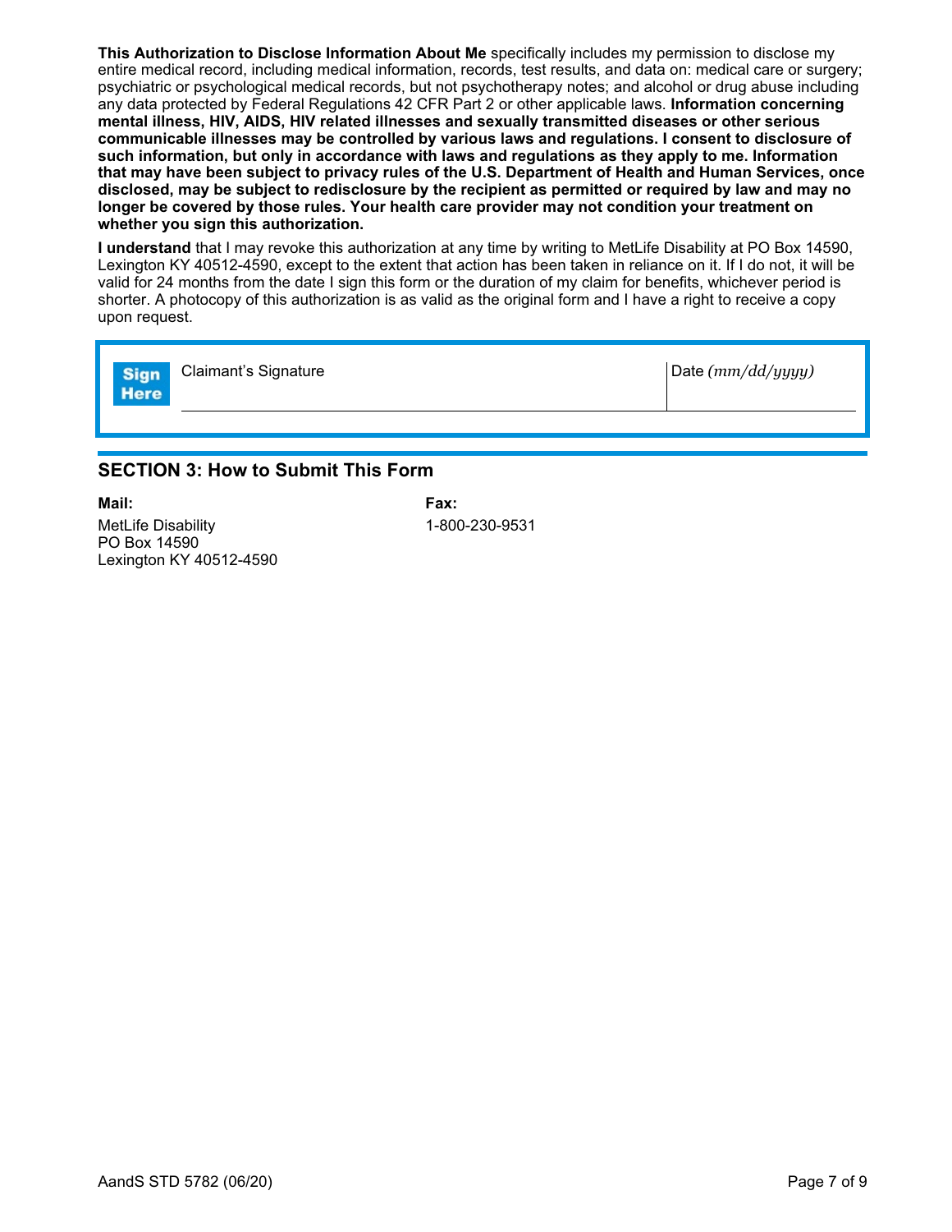**This Authorization to Disclose Information About Me** specifically includes my permission to disclose my entire medical record, including medical information, records, test results, and data on: medical care or surgery; psychiatric or psychological medical records, but not psychotherapy notes; and alcohol or drug abuse including any data protected by Federal Regulations 42 CFR Part 2 or other applicable laws. **Information concerning mental illness, HIV, AIDS, HIV related illnesses and sexually transmitted diseases or other serious communicable illnesses may be controlled by various laws and regulations. I consent to disclosure of such information, but only in accordance with laws and regulations as they apply to me. Information that may have been subject to privacy rules of the U.S. Department of Health and Human Services, once disclosed, may be subject to redisclosure by the recipient as permitted or required by law and may no longer be covered by those rules. Your health care provider may not condition your treatment on whether you sign this authorization.**

**I understand** that I may revoke this authorization at any time by writing to MetLife Disability at PO Box 14590, Lexington KY 40512-4590, except to the extent that action has been taken in reliance on it. If I do not, it will be valid for 24 months from the date I sign this form or the duration of my claim for benefits, whichever period is shorter. A photocopy of this authorization is as valid as the original form and I have a right to receive a copy upon request.

| Sign Here | Claimant's Signature | Date *(mm/dd/yyyy)* |
|---|---|---|
| | | |

## SECTION 3: How to Submit This Form

**Mail:**

MetLife Disability
PO Box 14590
Lexington KY 40512-4590

**Fax:**

1-800-230-9531

AandS STD 5782 (06/20)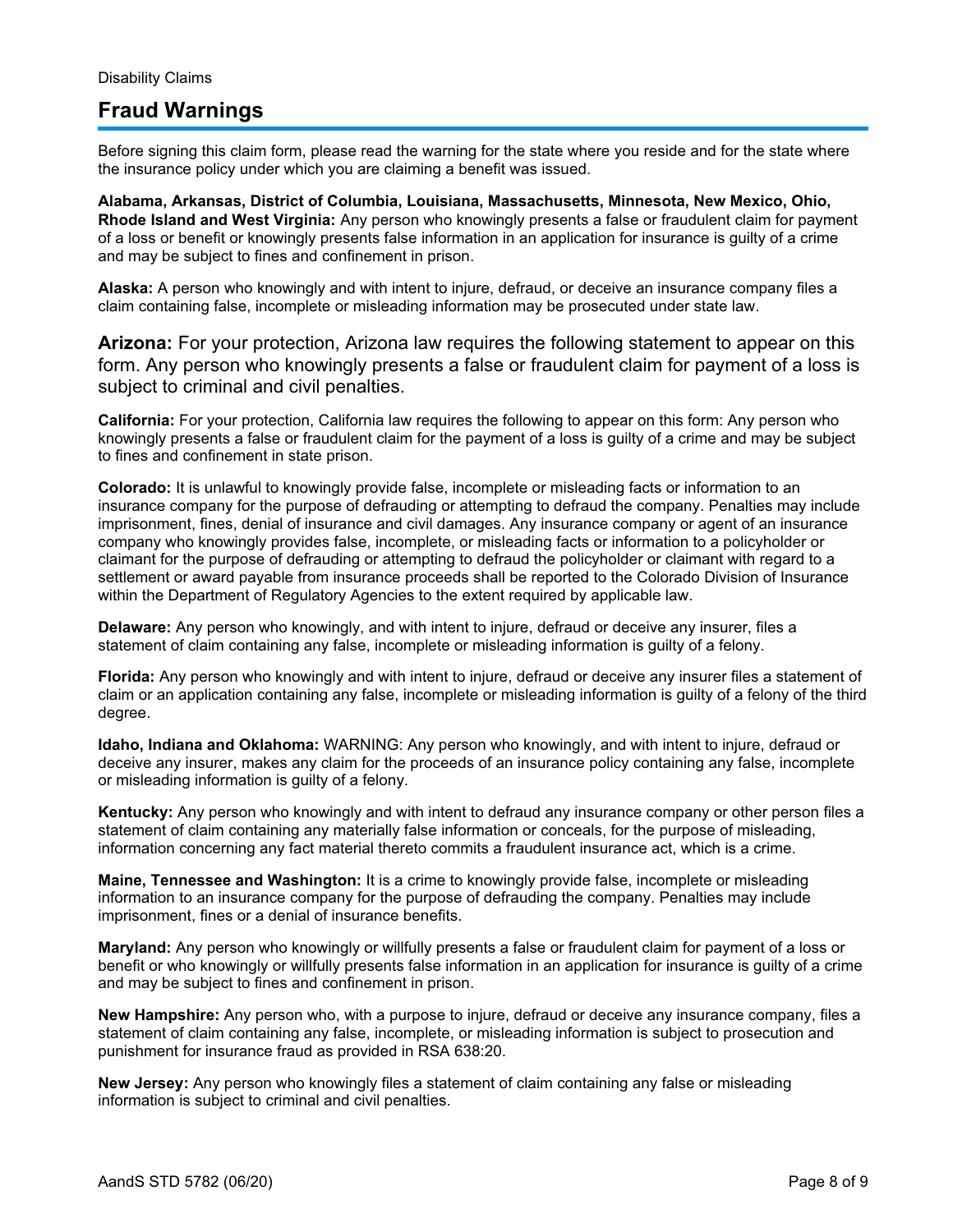Disability Claims

# Fraud Warnings

Before signing this claim form, please read the warning for the state where you reside and for the state where the insurance policy under which you are claiming a benefit was issued.

**Alabama, Arkansas, District of Columbia, Louisiana, Massachusetts, Minnesota, New Mexico, Ohio, Rhode Island and West Virginia:** Any person who knowingly presents a false or fraudulent claim for payment of a loss or benefit or knowingly presents false information in an application for insurance is guilty of a crime and may be subject to fines and confinement in prison.

**Alaska:** A person who knowingly and with intent to injure, defraud, or deceive an insurance company files a claim containing false, incomplete or misleading information may be prosecuted under state law.

**Arizona:** For your protection, Arizona law requires the following statement to appear on this form. Any person who knowingly presents a false or fraudulent claim for payment of a loss is subject to criminal and civil penalties.

**California:** For your protection, California law requires the following to appear on this form: Any person who knowingly presents a false or fraudulent claim for the payment of a loss is guilty of a crime and may be subject to fines and confinement in state prison.

**Colorado:** It is unlawful to knowingly provide false, incomplete or misleading facts or information to an insurance company for the purpose of defrauding or attempting to defraud the company. Penalties may include imprisonment, fines, denial of insurance and civil damages. Any insurance company or agent of an insurance company who knowingly provides false, incomplete, or misleading facts or information to a policyholder or claimant for the purpose of defrauding or attempting to defraud the policyholder or claimant with regard to a settlement or award payable from insurance proceeds shall be reported to the Colorado Division of Insurance within the Department of Regulatory Agencies to the extent required by applicable law.

**Delaware:** Any person who knowingly, and with intent to injure, defraud or deceive any insurer, files a statement of claim containing any false, incomplete or misleading information is guilty of a felony.

**Florida:** Any person who knowingly and with intent to injure, defraud or deceive any insurer files a statement of claim or an application containing any false, incomplete or misleading information is guilty of a felony of the third degree.

**Idaho, Indiana and Oklahoma:** WARNING: Any person who knowingly, and with intent to injure, defraud or deceive any insurer, makes any claim for the proceeds of an insurance policy containing any false, incomplete or misleading information is guilty of a felony.

**Kentucky:** Any person who knowingly and with intent to defraud any insurance company or other person files a statement of claim containing any materially false information or conceals, for the purpose of misleading, information concerning any fact material thereto commits a fraudulent insurance act, which is a crime.

**Maine, Tennessee and Washington:** It is a crime to knowingly provide false, incomplete or misleading information to an insurance company for the purpose of defrauding the company. Penalties may include imprisonment, fines or a denial of insurance benefits.

**Maryland:** Any person who knowingly or willfully presents a false or fraudulent claim for payment of a loss or benefit or who knowingly or willfully presents false information in an application for insurance is guilty of a crime and may be subject to fines and confinement in prison.

**New Hampshire:** Any person who, with a purpose to injure, defraud or deceive any insurance company, files a statement of claim containing any false, incomplete, or misleading information is subject to prosecution and punishment for insurance fraud as provided in RSA 638:20.

**New Jersey:** Any person who knowingly files a statement of claim containing any false or misleading information is subject to criminal and civil penalties.

AandS STD 5782 (06/20)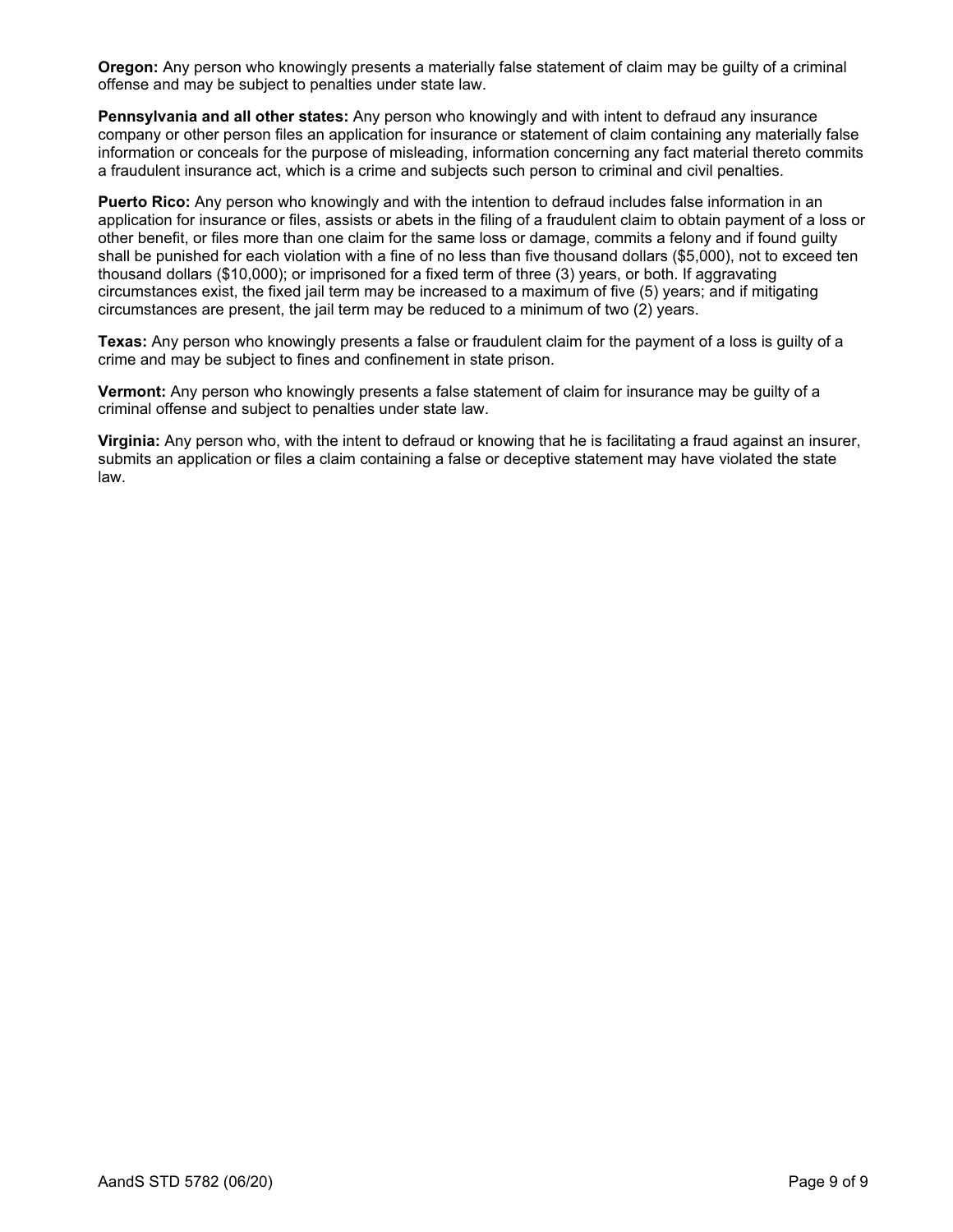**Oregon:** Any person who knowingly presents a materially false statement of claim may be guilty of a criminal offense and may be subject to penalties under state law.

**Pennsylvania and all other states:** Any person who knowingly and with intent to defraud any insurance company or other person files an application for insurance or statement of claim containing any materially false information or conceals for the purpose of misleading, information concerning any fact material thereto commits a fraudulent insurance act, which is a crime and subjects such person to criminal and civil penalties.

**Puerto Rico:** Any person who knowingly and with the intention to defraud includes false information in an application for insurance or files, assists or abets in the filing of a fraudulent claim to obtain payment of a loss or other benefit, or files more than one claim for the same loss or damage, commits a felony and if found guilty shall be punished for each violation with a fine of no less than five thousand dollars ($5,000), not to exceed ten thousand dollars ($10,000); or imprisoned for a fixed term of three (3) years, or both. If aggravating circumstances exist, the fixed jail term may be increased to a maximum of five (5) years; and if mitigating circumstances are present, the jail term may be reduced to a minimum of two (2) years.

**Texas:** Any person who knowingly presents a false or fraudulent claim for the payment of a loss is guilty of a crime and may be subject to fines and confinement in state prison.

**Vermont:** Any person who knowingly presents a false statement of claim for insurance may be guilty of a criminal offense and subject to penalties under state law.

**Virginia:** Any person who, with the intent to defraud or knowing that he is facilitating a fraud against an insurer, submits an application or files a claim containing a false or deceptive statement may have violated the state law.

AandS STD 5782 (06/20)